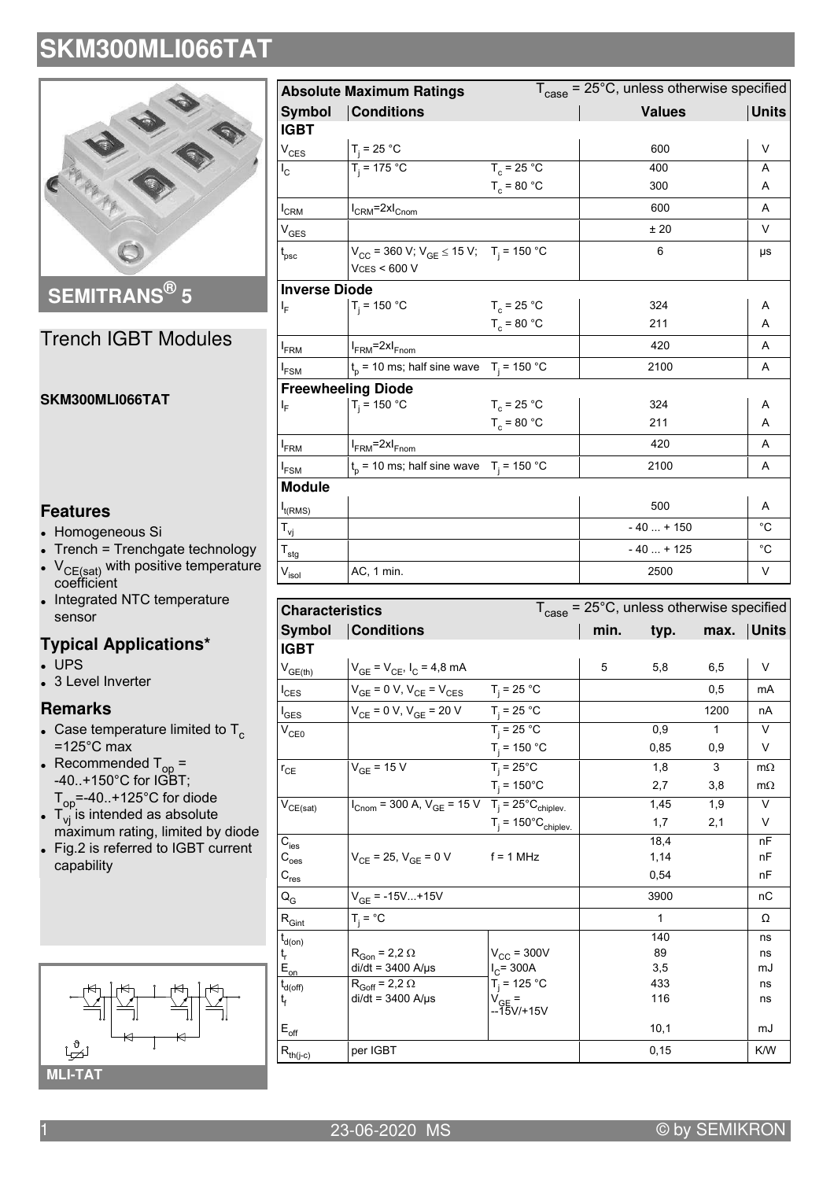# SKM300MLI066TAT

**SEMITRANS® 5**

## Trench IGBT Modules

**SKM300MLI066TAT**

### Features

- Homogeneous Si
- Trench = Trenchgate technology
- $V_{CE(sat)}$ with positive temperature coefficient
- Integrated NTC temperature sensor

### Typical Applications*

- UPS
- 3 Level Inverter

### Remarks

- Case temperature limited to $T_c$ =125°C max
- Recommended $T_{op}$ = -40..+150°C for IGBT; $T_{op}$=-40..+125°C for diode
- $T_{vj}$ is intended as absolute maximum rating, limited by diode
- Fig.2 is referred to IGBT current capability

**MLI-TAT**

| Absolute Maximum Ratings | | | $T_{case}$ = 25°C, unless otherwise specified | |
|---|---|---|---|---|
| **Symbol** | **Conditions** | | **Values** | **Units** |
| **IGBT** | | | | |
| $V_{CES}$ | $T_j$ = 25 °C | | 600 | V |
| $I_C$ | $T_j$ = 175 °C | $T_c$ = 25 °C | 400 | A |
| | | $T_c$ = 80 °C | 300 | A |
| $I_{CRM}$ | $I_{CRM}$=2x$I_{Cnom}$ | | 600 | A |
| $V_{GES}$ | | | ± 20 | V |
| $t_{psc}$ | $V_{CC}$ = 360 V; $V_{GE}$ ≤ 15 V; VCES < 600 V | $T_j$ = 150 °C | 6 | µs |
| **Inverse Diode** | | | | |
| $I_F$ | $T_j$ = 150 °C | $T_c$ = 25 °C | 324 | A |
| | | $T_c$ = 80 °C | 211 | A |
| $I_{FRM}$ | $I_{FRM}$=2x$I_{Fnom}$ | | 420 | A |
| $I_{FSM}$ | $t_p$ = 10 ms; half sine wave | $T_j$ = 150 °C | 2100 | A |
| **Freewheeling Diode** | | | | |
| $I_F$ | $T_j$ = 150 °C | $T_c$ = 25 °C | 324 | A |
| | | $T_c$ = 80 °C | 211 | A |
| $I_{FRM}$ | $I_{FRM}$=2x$I_{Fnom}$ | | 420 | A |
| $I_{FSM}$ | $t_p$ = 10 ms; half sine wave | $T_j$ = 150 °C | 2100 | A |
| **Module** | | | | |
| $I_{t(RMS)}$ | | | 500 | A |
| $T_{vj}$ | | | - 40 ... + 150 | °C |
| $T_{stg}$ | | | - 40 ... + 125 | °C |
| $V_{isol}$ | AC, 1 min. | | 2500 | V |

| Characteristics | | | | $T_{case}$ = 25°C, unless otherwise specified | | |
|---|---|---|---|---|---|---|
| **Symbol** | **Conditions** | | **min.** | **typ.** | **max.** | **Units** |
| **IGBT** | | | | | | |
| $V_{GE(th)}$ | $V_{GE}$ = $V_{CE}$, $I_C$ = 4,8 mA | | 5 | 5,8 | 6,5 | V |
| $I_{CES}$ | $V_{GE}$ = 0 V, $V_{CE}$ = $V_{CES}$ | $T_j$ = 25 °C | | | 0,5 | mA |
| $I_{GES}$ | $V_{CE}$ = 0 V, $V_{GE}$ = 20 V | $T_j$ = 25 °C | | | 1200 | nA |
| $V_{CE0}$ | | $T_j$ = 25 °C | | 0,9 | 1 | V |
| | | $T_j$ = 150 °C | | 0,85 | 0,9 | V |
| $r_{CE}$ | $V_{GE}$ = 15 V | $T_j$ = 25°C | | 1,8 | 3 | mΩ |
| | | $T_j$ = 150°C | | 2,7 | 3,8 | mΩ |
| $V_{CE(sat)}$ | $I_{Cnom}$ = 300 A, $V_{GE}$ = 15 V | $T_j$ = 25°$C_{chiplev.}$ | | 1,45 | 1,9 | V |
| | | $T_j$ = 150°$C_{chiplev.}$ | | 1,7 | 2,1 | V |
| $C_{ies}$ | $V_{CE}$ = 25, $V_{GE}$ = 0 V | f = 1 MHz | | 18,4 | | nF |
| $C_{oes}$ | | | | 1,14 | | nF |
| $C_{res}$ | | | | 0,54 | | nF |
| $Q_G$ | $V_{GE}$ = -15V...+15V | | | 3900 | | nC |
| $R_{Gint}$ | $T_j$ = °C | | | 1 | | Ω |
| $t_{d(on)}$ | $R_{Gon}$ = 2,2 Ω | $V_{CC}$ = 300V | | 140 | | ns |
| $t_r$ | di/dt = 3400 A/µs | $I_C$= 300A | | 89 | | ns |
| $E_{on}$ | | $T_j$ = 125 °C | | 3,5 | | mJ |
| $t_{d(off)}$ | $R_{Goff}$ = 2,2 Ω | $V_{GE}$ = --15V/+15V | | 433 | | ns |
| $t_f$ | di/dt = 3400 A/µs | | | 116 | | ns |
| $E_{off}$ | | | | 10,1 | | mJ |
| $R_{th(j-c)}$ | per IGBT | | | 0,15 | | K/W |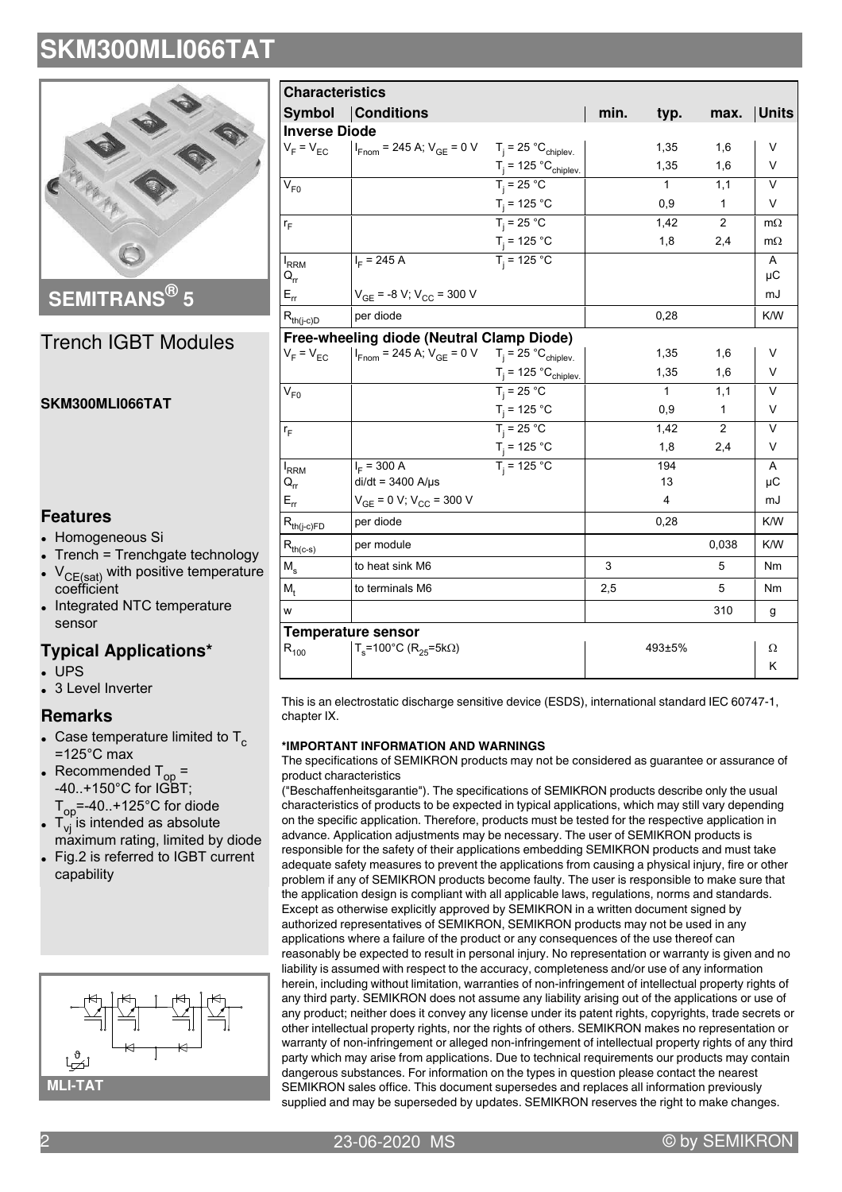# SKM300MLI066TAT

**SEMITRANS® 5**

## Trench IGBT Modules

**SKM300MLI066TAT**

### Features

- Homogeneous Si
- Trench = Trenchgate technology
- $V_{CE(sat)}$ with positive temperature coefficient
- Integrated NTC temperature sensor

### Typical Applications*

- UPS
- 3 Level Inverter

### Remarks

- Case temperature limited to $T_c$ =125°C max
- Recommended $T_{op}$ = -40..+150°C for IGBT; $T_{op}$=-40..+125°C for diode
- $T_{vj}$ is intended as absolute maximum rating, limited by diode
- Fig.2 is referred to IGBT current capability

**MLI-TAT**

| Characteristics | | | | | | |
|---|---|---|---|---|---|---|
| **Symbol** | **Conditions** | | **min.** | **typ.** | **max.** | **Units** |
| **Inverse Diode** | | | | | | |
| $V_F = V_{EC}$ | $I_{Fnom}$ = 245 A; $V_{GE}$ = 0 V | $T_j$ = 25 °C$_{chiplev.}$ | | 1,35 | 1,6 | V |
| | | $T_j$ = 125 °C$_{chiplev.}$ | | 1,35 | 1,6 | V |
| $V_{F0}$ | | $T_j$ = 25 °C | | 1 | 1,1 | V |
| | | $T_j$ = 125 °C | | 0,9 | 1 | V |
| $r_F$ | | $T_j$ = 25 °C | | 1,42 | 2 | mΩ |
| | | $T_j$ = 125 °C | | 1,8 | 2,4 | mΩ |
| $I_{RRM}$ | $I_F$ = 245 A | $T_j$ = 125 °C | | | | A |
| $Q_{rr}$ | | | | | | µC |
| $E_{rr}$ | $V_{GE}$ = -8 V; $V_{CC}$ = 300 V | | | | | mJ |
| $R_{th(j-c)D}$ | per diode | | | 0,28 | | K/W |
| **Free-wheeling diode (Neutral Clamp Diode)** | | | | | | |
| $V_F = V_{EC}$ | $I_{Fnom}$ = 245 A; $V_{GE}$ = 0 V | $T_j$ = 25 °C$_{chiplev.}$ | | 1,35 | 1,6 | V |
| | | $T_j$ = 125 °C$_{chiplev.}$ | | 1,35 | 1,6 | V |
| $V_{F0}$ | | $T_j$ = 25 °C | | 1 | 1,1 | V |
| | | $T_j$ = 125 °C | | 0,9 | 1 | V |
| $r_F$ | | $T_j$ = 25 °C | | 1,42 | 2 | V |
| | | $T_j$ = 125 °C | | 1,8 | 2,4 | V |
| $I_{RRM}$ | $I_F$ = 300 A | $T_j$ = 125 °C | | 194 | | A |
| $Q_{rr}$ | di/dt = 3400 A/µs | | | 13 | | µC |
| $E_{rr}$ | $V_{GE}$ = 0 V; $V_{CC}$ = 300 V | | | 4 | | mJ |
| $R_{th(j-c)FD}$ | per diode | | | 0,28 | | K/W |
| $R_{th(c-s)}$ | per module | | | | 0,038 | K/W |
| $M_s$ | to heat sink M6 | | 3 | | 5 | Nm |
| $M_t$ | to terminals M6 | | 2,5 | | 5 | Nm |
| w | | | | | 310 | g |
| **Temperature sensor** | | | | | | |
| $R_{100}$ | $T_s$=100°C ($R_{25}$=5kΩ) | | | 493±5% | | Ω |
| | | | | | | K |

This is an electrostatic discharge sensitive device (ESDS), international standard IEC 60747-1, chapter IX.

**\*IMPORTANT INFORMATION AND WARNINGS**

The specifications of SEMIKRON products may not be considered as guarantee or assurance of product characteristics ("Beschaffenheitsgarantie"). The specifications of SEMIKRON products describe only the usual characteristics of products to be expected in typical applications, which may still vary depending on the specific application. Therefore, products must be tested for the respective application in advance. Application adjustments may be necessary. The user of SEMIKRON products is responsible for the safety of their applications embedding SEMIKRON products and must take adequate safety measures to prevent the applications from causing a physical injury, fire or other problem if any of SEMIKRON products become faulty. The user is responsible to make sure that the application design is compliant with all applicable laws, regulations, norms and standards. Except as otherwise explicitly approved by SEMIKRON in a written document signed by authorized representatives of SEMIKRON, SEMIKRON products may not be used in any applications where a failure of the product or any consequences of the use thereof can reasonably be expected to result in personal injury. No representation or warranty is given and no liability is assumed with respect to the accuracy, completeness and/or use of any information herein, including without limitation, warranties of non-infringement of intellectual property rights of any third party. SEMIKRON does not assume any liability arising out of the applications or use of any product; neither does it convey any license under its patent rights, copyrights, trade secrets or other intellectual property rights, nor the rights of others. SEMIKRON makes no representation or warranty of non-infringement or alleged non-infringement of intellectual property rights of any third party which may arise from applications. Due to technical requirements our products may contain dangerous substances. For information on the types in question please contact the nearest SEMIKRON sales office. This document supersedes and replaces all information previously supplied and may be superseded by updates. SEMIKRON reserves the right to make changes.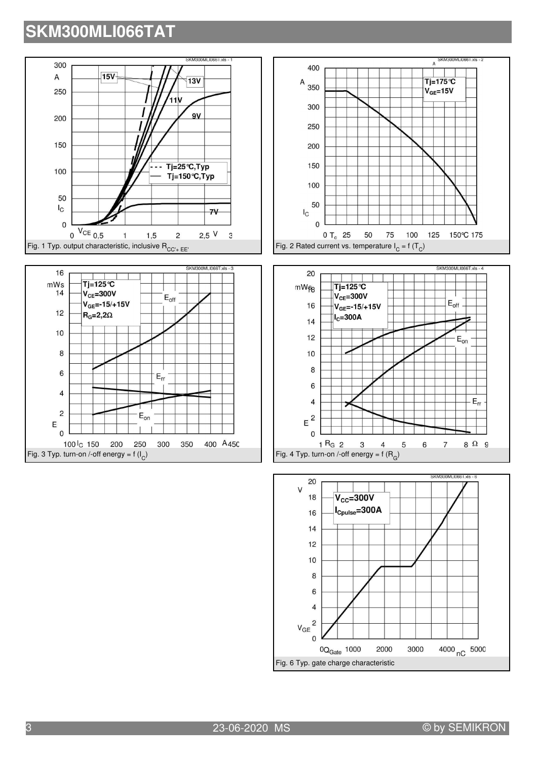# SKM300MLI066TAT

Fig. 1 Typ. output characteristic, inclusive $R_{CC'+EE'}$

Fig. 2 Rated current vs. temperature $I_C = f(T_C)$

Fig. 3 Typ. turn-on /-off energy = f ($I_C$)

Fig. 4 Typ. turn-on /-off energy = f ($R_G$)

Fig. 6 Typ. gate charge characteristic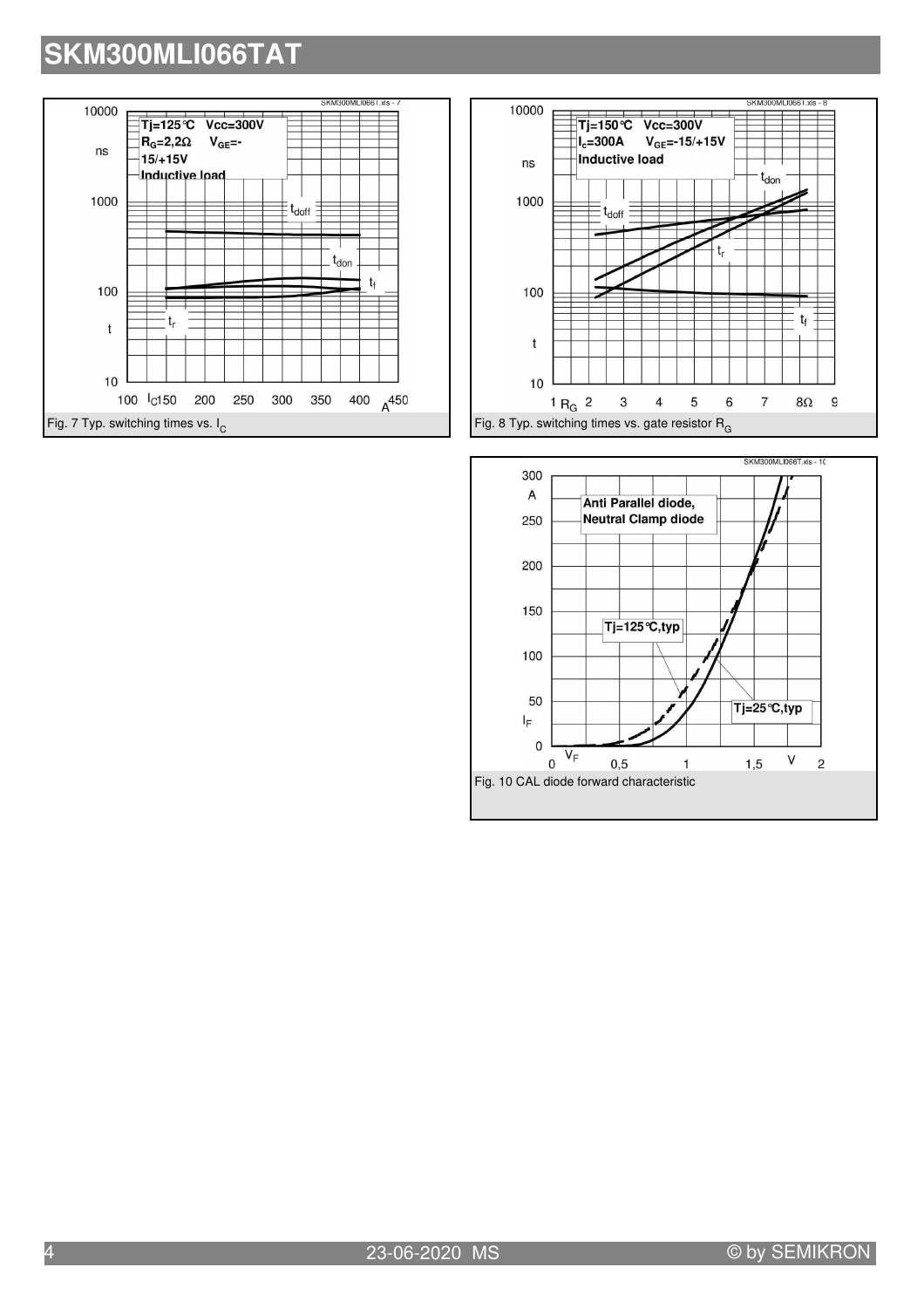Fig. 7 Typ. switching times vs. $I_C$

Fig. 8 Typ. switching times vs. gate resistor $R_G$

Fig. 10 CAL diode forward characteristic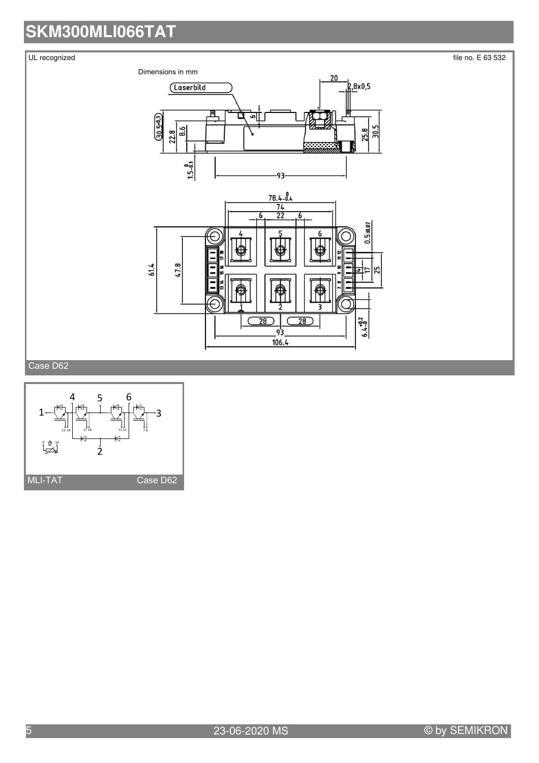# SKM300MLI066TAT

UL recognized

file no. E 63 532

Dimensions in mm

Laserbild

20

2,8x0,5

30.5±0.3

22.8

8.6

6

25.8

30.5

1.5-0.1

93

78.4-0.4

74

6

22

6

4

5

6

0.5±0.07

61.4

47.8

17 18

15 16

13 14

11 12

9 10

7 8

4

17

25

1

2

3

28

28

93

106.4

6.4+0.2

Case D62

4 5 6

1

3

13 14

17 18

11 12

7 8

9 10

2

MLI-TAT

Case D62